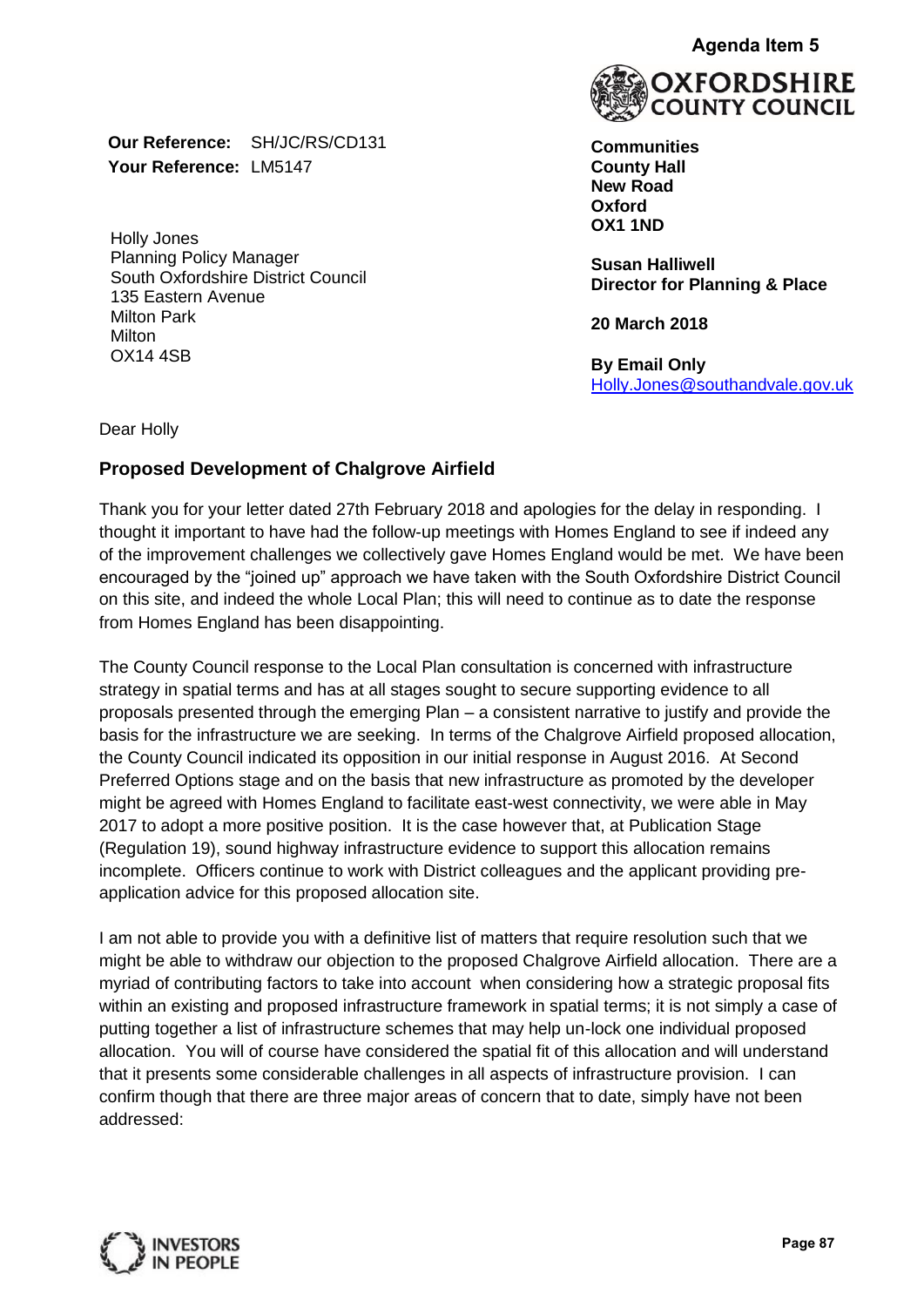Agenda Item 5

**OXFORDSHIRE COUNTY COUNCIL**

**Our Reference:** SH/JC/RS/CD131
**Your Reference:** LM5147

Holly Jones
Planning Policy Manager
South Oxfordshire District Council
135 Eastern Avenue
Milton Park
Milton
OX14 4SB

**Communities**
**County Hall**
**New Road**
**Oxford**
**OX1 1ND**

**Susan Halliwell**
**Director for Planning & Place**

**20 March 2018**

**By Email Only**
Holly.Jones@southandvale.gov.uk

Dear Holly

## Proposed Development of Chalgrove Airfield

Thank you for your letter dated 27th February 2018 and apologies for the delay in responding. I thought it important to have had the follow-up meetings with Homes England to see if indeed any of the improvement challenges we collectively gave Homes England would be met. We have been encouraged by the "joined up" approach we have taken with the South Oxfordshire District Council on this site, and indeed the whole Local Plan; this will need to continue as to date the response from Homes England has been disappointing.

The County Council response to the Local Plan consultation is concerned with infrastructure strategy in spatial terms and has at all stages sought to secure supporting evidence to all proposals presented through the emerging Plan – a consistent narrative to justify and provide the basis for the infrastructure we are seeking. In terms of the Chalgrove Airfield proposed allocation, the County Council indicated its opposition in our initial response in August 2016. At Second Preferred Options stage and on the basis that new infrastructure as promoted by the developer might be agreed with Homes England to facilitate east-west connectivity, we were able in May 2017 to adopt a more positive position. It is the case however that, at Publication Stage (Regulation 19), sound highway infrastructure evidence to support this allocation remains incomplete. Officers continue to work with District colleagues and the applicant providing pre-application advice for this proposed allocation site.

I am not able to provide you with a definitive list of matters that require resolution such that we might be able to withdraw our objection to the proposed Chalgrove Airfield allocation. There are a myriad of contributing factors to take into account when considering how a strategic proposal fits within an existing and proposed infrastructure framework in spatial terms; it is not simply a case of putting together a list of infrastructure schemes that may help un-lock one individual proposed allocation. You will of course have considered the spatial fit of this allocation and will understand that it presents some considerable challenges in all aspects of infrastructure provision. I can confirm though that there are three major areas of concern that to date, simply have not been addressed:

INVESTORS IN PEOPLE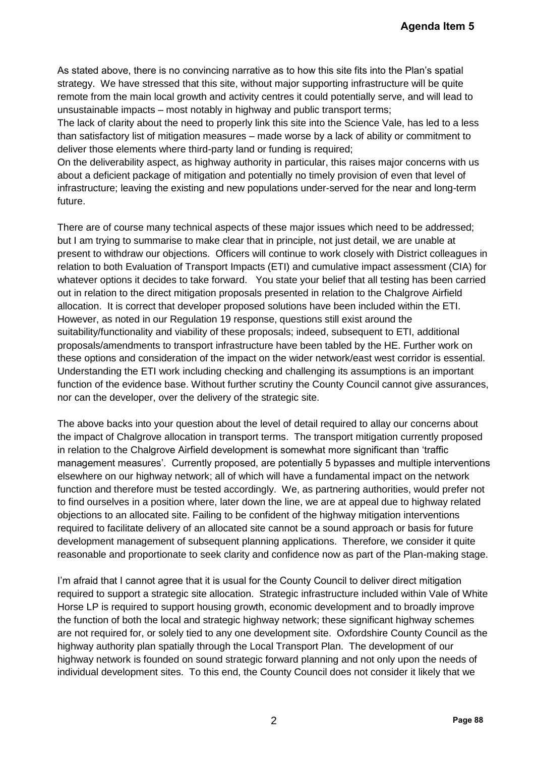As stated above, there is no convincing narrative as to how this site fits into the Plan's spatial strategy. We have stressed that this site, without major supporting infrastructure will be quite remote from the main local growth and activity centres it could potentially serve, and will lead to unsustainable impacts – most notably in highway and public transport terms;

The lack of clarity about the need to properly link this site into the Science Vale, has led to a less than satisfactory list of mitigation measures – made worse by a lack of ability or commitment to deliver those elements where third-party land or funding is required;

On the deliverability aspect, as highway authority in particular, this raises major concerns with us about a deficient package of mitigation and potentially no timely provision of even that level of infrastructure; leaving the existing and new populations under-served for the near and long-term future.

There are of course many technical aspects of these major issues which need to be addressed; but I am trying to summarise to make clear that in principle, not just detail, we are unable at present to withdraw our objections. Officers will continue to work closely with District colleagues in relation to both Evaluation of Transport Impacts (ETI) and cumulative impact assessment (CIA) for whatever options it decides to take forward. You state your belief that all testing has been carried out in relation to the direct mitigation proposals presented in relation to the Chalgrove Airfield allocation. It is correct that developer proposed solutions have been included within the ETI. However, as noted in our Regulation 19 response, questions still exist around the suitability/functionality and viability of these proposals; indeed, subsequent to ETI, additional proposals/amendments to transport infrastructure have been tabled by the HE. Further work on these options and consideration of the impact on the wider network/east west corridor is essential. Understanding the ETI work including checking and challenging its assumptions is an important function of the evidence base. Without further scrutiny the County Council cannot give assurances, nor can the developer, over the delivery of the strategic site.

The above backs into your question about the level of detail required to allay our concerns about the impact of Chalgrove allocation in transport terms. The transport mitigation currently proposed in relation to the Chalgrove Airfield development is somewhat more significant than 'traffic management measures'. Currently proposed, are potentially 5 bypasses and multiple interventions elsewhere on our highway network; all of which will have a fundamental impact on the network function and therefore must be tested accordingly. We, as partnering authorities, would prefer not to find ourselves in a position where, later down the line, we are at appeal due to highway related objections to an allocated site. Failing to be confident of the highway mitigation interventions required to facilitate delivery of an allocated site cannot be a sound approach or basis for future development management of subsequent planning applications. Therefore, we consider it quite reasonable and proportionate to seek clarity and confidence now as part of the Plan-making stage.

I'm afraid that I cannot agree that it is usual for the County Council to deliver direct mitigation required to support a strategic site allocation. Strategic infrastructure included within Vale of White Horse LP is required to support housing growth, economic development and to broadly improve the function of both the local and strategic highway network; these significant highway schemes are not required for, or solely tied to any one development site. Oxfordshire County Council as the highway authority plan spatially through the Local Transport Plan. The development of our highway network is founded on sound strategic forward planning and not only upon the needs of individual development sites. To this end, the County Council does not consider it likely that we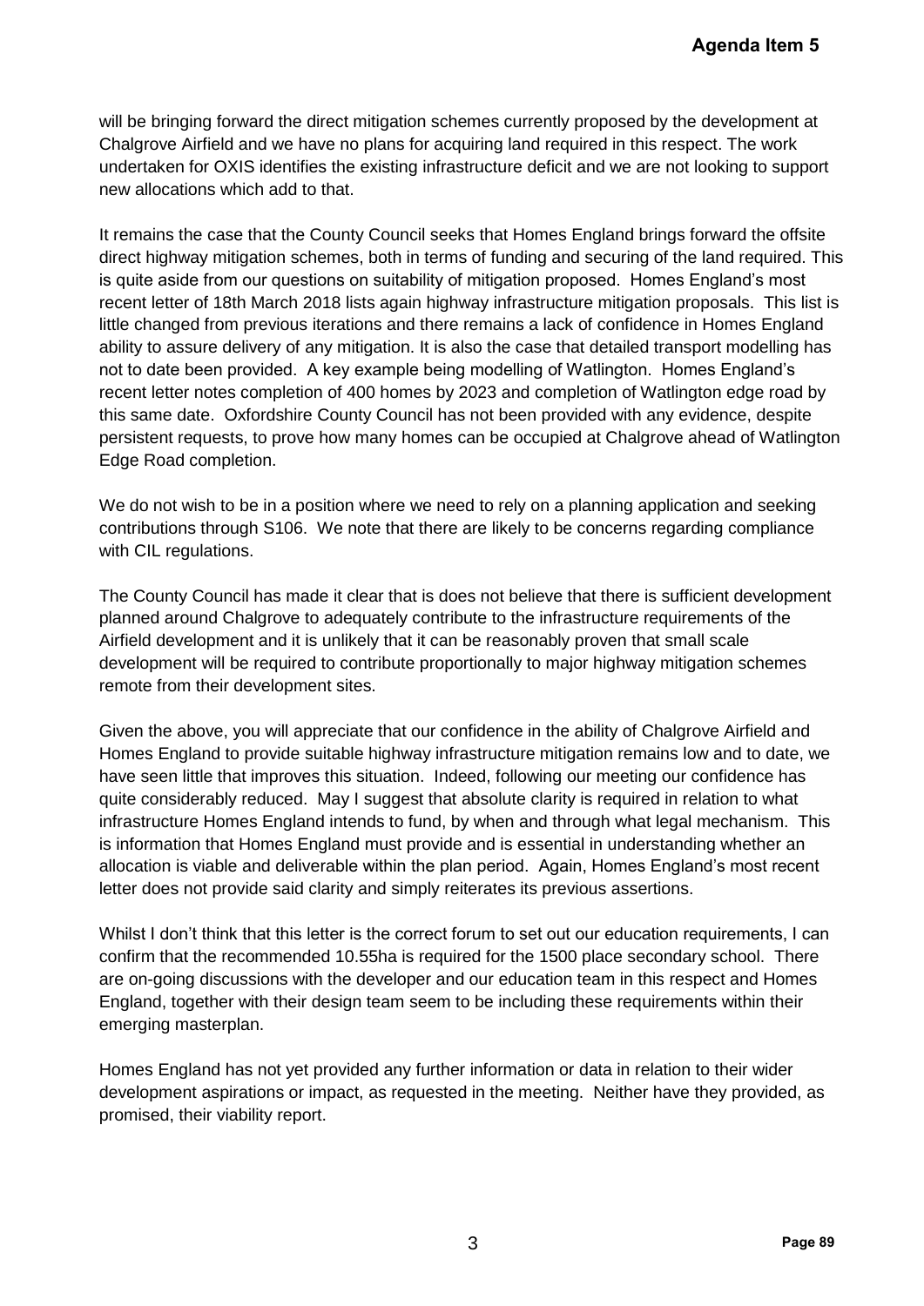will be bringing forward the direct mitigation schemes currently proposed by the development at Chalgrove Airfield and we have no plans for acquiring land required in this respect. The work undertaken for OXIS identifies the existing infrastructure deficit and we are not looking to support new allocations which add to that.

It remains the case that the County Council seeks that Homes England brings forward the offsite direct highway mitigation schemes, both in terms of funding and securing of the land required. This is quite aside from our questions on suitability of mitigation proposed. Homes England's most recent letter of 18th March 2018 lists again highway infrastructure mitigation proposals. This list is little changed from previous iterations and there remains a lack of confidence in Homes England ability to assure delivery of any mitigation. It is also the case that detailed transport modelling has not to date been provided. A key example being modelling of Watlington. Homes England's recent letter notes completion of 400 homes by 2023 and completion of Watlington edge road by this same date. Oxfordshire County Council has not been provided with any evidence, despite persistent requests, to prove how many homes can be occupied at Chalgrove ahead of Watlington Edge Road completion.

We do not wish to be in a position where we need to rely on a planning application and seeking contributions through S106. We note that there are likely to be concerns regarding compliance with CIL regulations.

The County Council has made it clear that is does not believe that there is sufficient development planned around Chalgrove to adequately contribute to the infrastructure requirements of the Airfield development and it is unlikely that it can be reasonably proven that small scale development will be required to contribute proportionally to major highway mitigation schemes remote from their development sites.

Given the above, you will appreciate that our confidence in the ability of Chalgrove Airfield and Homes England to provide suitable highway infrastructure mitigation remains low and to date, we have seen little that improves this situation. Indeed, following our meeting our confidence has quite considerably reduced. May I suggest that absolute clarity is required in relation to what infrastructure Homes England intends to fund, by when and through what legal mechanism. This is information that Homes England must provide and is essential in understanding whether an allocation is viable and deliverable within the plan period. Again, Homes England's most recent letter does not provide said clarity and simply reiterates its previous assertions.

Whilst I don't think that this letter is the correct forum to set out our education requirements, I can confirm that the recommended 10.55ha is required for the 1500 place secondary school. There are on-going discussions with the developer and our education team in this respect and Homes England, together with their design team seem to be including these requirements within their emerging masterplan.

Homes England has not yet provided any further information or data in relation to their wider development aspirations or impact, as requested in the meeting. Neither have they provided, as promised, their viability report.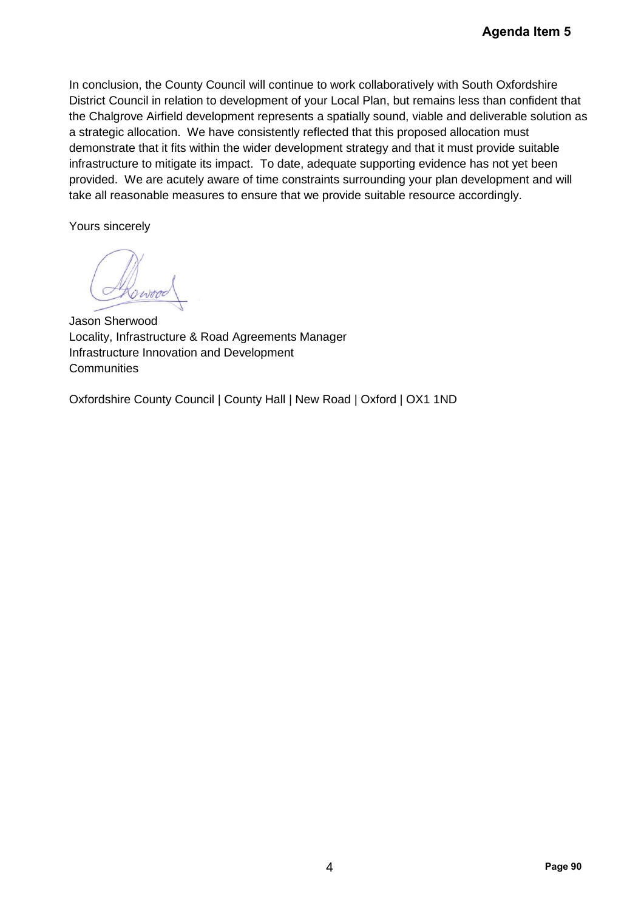In conclusion, the County Council will continue to work collaboratively with South Oxfordshire District Council in relation to development of your Local Plan, but remains less than confident that the Chalgrove Airfield development represents a spatially sound, viable and deliverable solution as a strategic allocation. We have consistently reflected that this proposed allocation must demonstrate that it fits within the wider development strategy and that it must provide suitable infrastructure to mitigate its impact. To date, adequate supporting evidence has not yet been provided. We are acutely aware of time constraints surrounding your plan development and will take all reasonable measures to ensure that we provide suitable resource accordingly.

Yours sincerely

Jason Sherwood
Locality, Infrastructure & Road Agreements Manager
Infrastructure Innovation and Development
Communities

Oxfordshire County Council | County Hall | New Road | Oxford | OX1 1ND